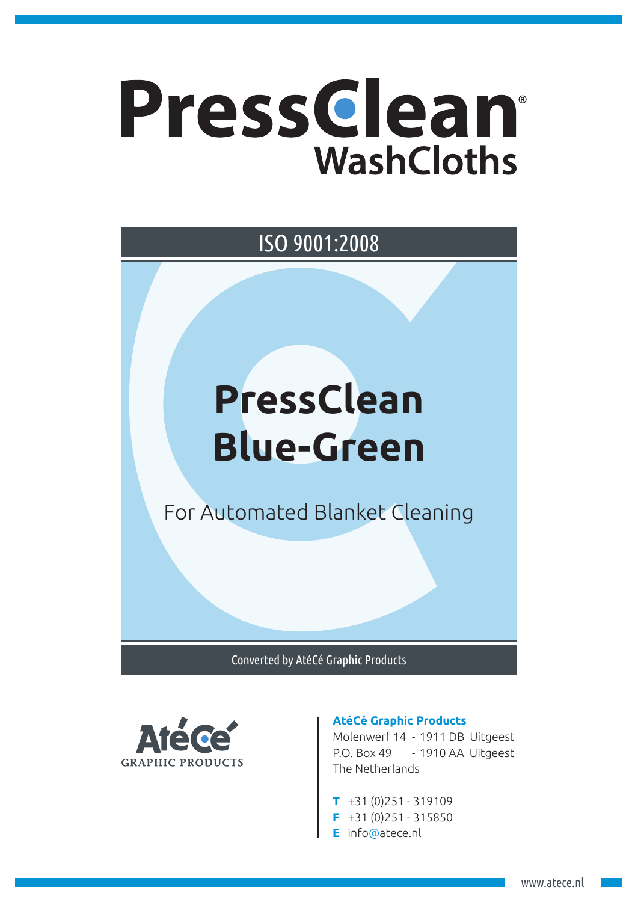# PressClean®

## WashCloths

ISO 9001:2008

# PressClean Blue-Green

For Automated Blanket Cleaning

Converted by AtéCé Graphic Products

AtéCé
GRAPHIC PRODUCTS

**AtéCé Graphic Products**
Molenwerf 14 - 1911 DB Uitgeest
P.O. Box 49 - 1910 AA Uitgeest
The Netherlands

**T** +31 (0)251 - 319109
**F** +31 (0)251 - 315850
**E** info@atece.nl

www.atece.nl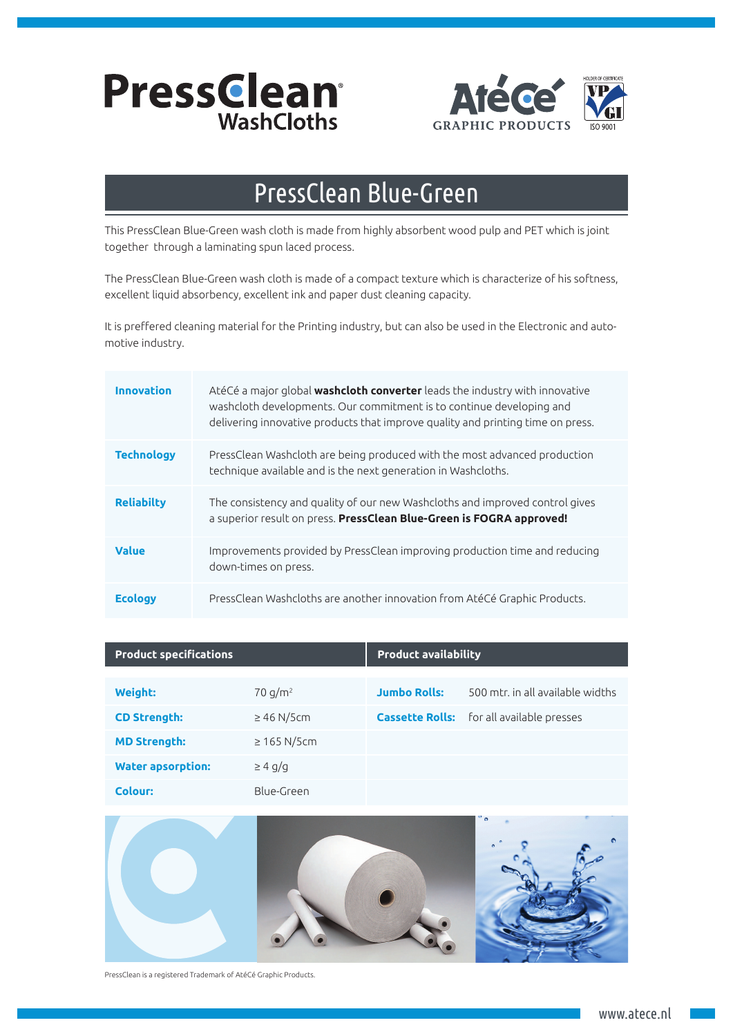PressClean WashCloths

AtéCé GRAPHIC PRODUCTS

# PressClean Blue-Green

This PressClean Blue-Green wash cloth is made from highly absorbent wood pulp and PET which is joint together through a laminating spun laced process.

The PressClean Blue-Green wash cloth is made of a compact texture which is characterize of his softness, excellent liquid absorbency, excellent ink and paper dust cleaning capacity.

It is preffered cleaning material for the Printing industry, but can also be used in the Electronic and automotive industry.

| | |
|---|---|
| **Innovation** | AtéCé a major global **washcloth converter** leads the industry with innovative washcloth developments. Our commitment is to continue developing and delivering innovative products that improve quality and printing time on press. |
| **Technology** | PressClean Washcloth are being produced with the most advanced production technique available and is the next generation in Washcloths. |
| **Reliabilty** | The consistency and quality of our new Washcloths and improved control gives a superior result on press. **PressClean Blue-Green is FOGRA approved!** |
| **Value** | Improvements provided by PressClean improving production time and reducing down-times on press. |
| **Ecology** | PressClean Washcloths are another innovation from AtéCé Graphic Products. |

| Product specifications | | Product availability | |
|---|---|---|---|
| **Weight:** | 70 g/m$^2$ | **Jumbo Rolls:** | 500 mtr. in all available widths |
| **CD Strength:** | ≥ 46 N/5cm | **Cassette Rolls:** | for all available presses |
| **MD Strength:** | ≥ 165 N/5cm | | |
| **Water apsorption:** | ≥ 4 g/g | | |
| **Colour:** | Blue-Green | | |

PressClean is a registered Trademark of AtéCé Graphic Products.

www.atece.nl